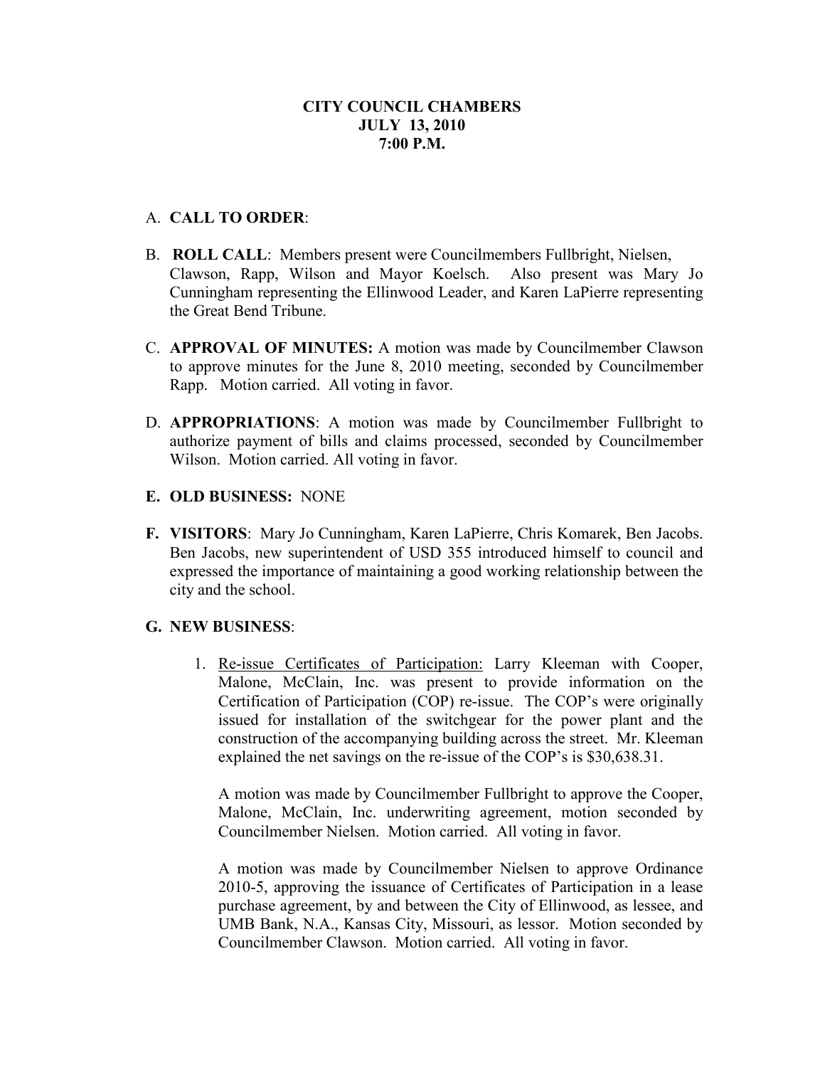# CITY COUNCIL CHAMBERS
# JULY 13, 2010
# 7:00 P.M.

A. **CALL TO ORDER**:

B. **ROLL CALL**: Members present were Councilmembers Fullbright, Nielsen, Clawson, Rapp, Wilson and Mayor Koelsch. Also present was Mary Jo Cunningham representing the Ellinwood Leader, and Karen LaPierre representing the Great Bend Tribune.

C. **APPROVAL OF MINUTES:** A motion was made by Councilmember Clawson to approve minutes for the June 8, 2010 meeting, seconded by Councilmember Rapp. Motion carried. All voting in favor.

D. **APPROPRIATIONS**: A motion was made by Councilmember Fullbright to authorize payment of bills and claims processed, seconded by Councilmember Wilson. Motion carried. All voting in favor.

**E. OLD BUSINESS:** NONE

**F. VISITORS**: Mary Jo Cunningham, Karen LaPierre, Chris Komarek, Ben Jacobs. Ben Jacobs, new superintendent of USD 355 introduced himself to council and expressed the importance of maintaining a good working relationship between the city and the school.

**G. NEW BUSINESS**:

1. Re-issue Certificates of Participation: Larry Kleeman with Cooper, Malone, McClain, Inc. was present to provide information on the Certification of Participation (COP) re-issue. The COP's were originally issued for installation of the switchgear for the power plant and the construction of the accompanying building across the street. Mr. Kleeman explained the net savings on the re-issue of the COP's is $30,638.31.

   A motion was made by Councilmember Fullbright to approve the Cooper, Malone, McClain, Inc. underwriting agreement, motion seconded by Councilmember Nielsen. Motion carried. All voting in favor.

   A motion was made by Councilmember Nielsen to approve Ordinance 2010-5, approving the issuance of Certificates of Participation in a lease purchase agreement, by and between the City of Ellinwood, as lessee, and UMB Bank, N.A., Kansas City, Missouri, as lessor. Motion seconded by Councilmember Clawson. Motion carried. All voting in favor.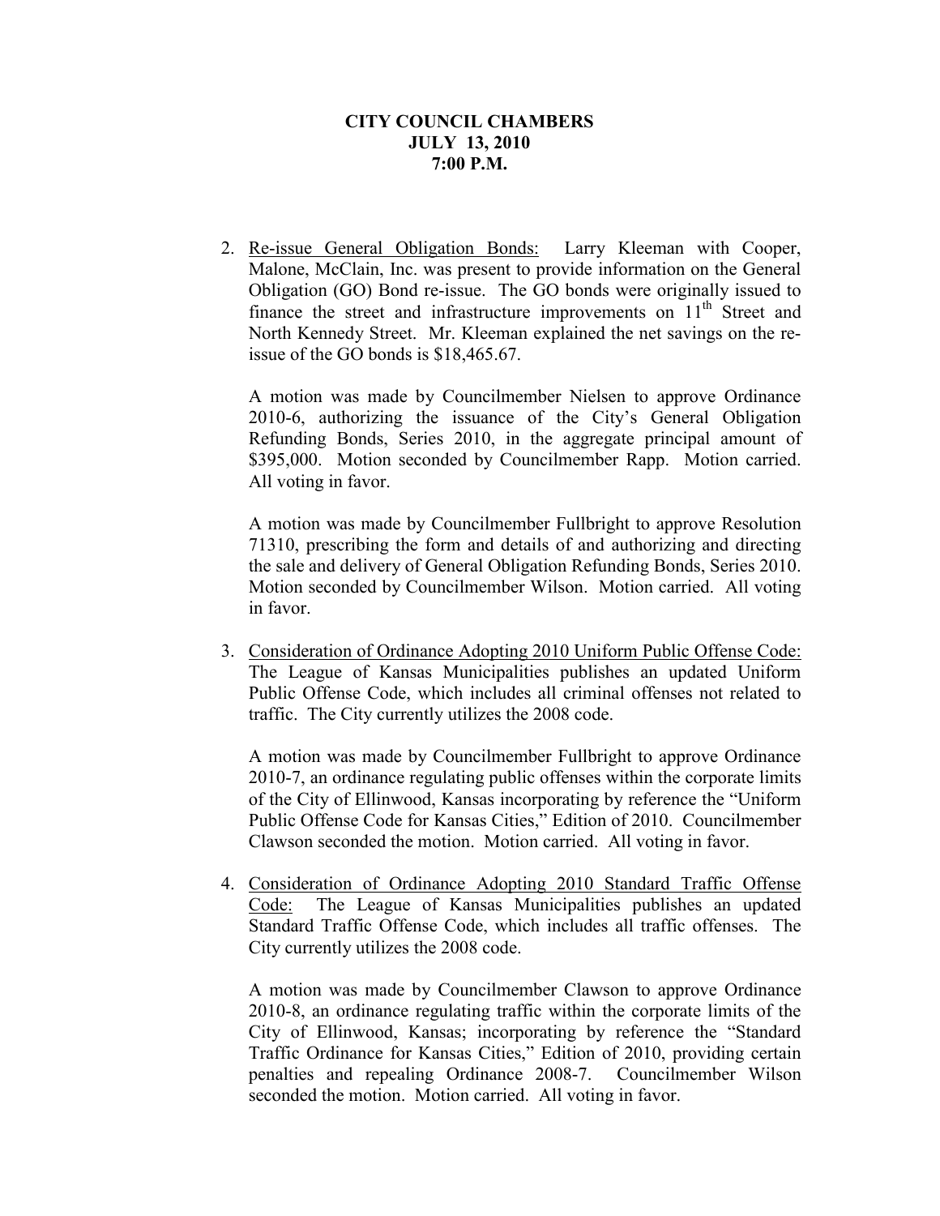**CITY COUNCIL CHAMBERS**
**JULY 13, 2010**
**7:00 P.M.**

2. Re-issue General Obligation Bonds: Larry Kleeman with Cooper, Malone, McClain, Inc. was present to provide information on the General Obligation (GO) Bond re-issue. The GO bonds were originally issued to finance the street and infrastructure improvements on 11th Street and North Kennedy Street. Mr. Kleeman explained the net savings on the re-issue of the GO bonds is $18,465.67.

   A motion was made by Councilmember Nielsen to approve Ordinance 2010-6, authorizing the issuance of the City's General Obligation Refunding Bonds, Series 2010, in the aggregate principal amount of $395,000. Motion seconded by Councilmember Rapp. Motion carried. All voting in favor.

   A motion was made by Councilmember Fullbright to approve Resolution 71310, prescribing the form and details of and authorizing and directing the sale and delivery of General Obligation Refunding Bonds, Series 2010. Motion seconded by Councilmember Wilson. Motion carried. All voting in favor.

3. Consideration of Ordinance Adopting 2010 Uniform Public Offense Code: The League of Kansas Municipalities publishes an updated Uniform Public Offense Code, which includes all criminal offenses not related to traffic. The City currently utilizes the 2008 code.

   A motion was made by Councilmember Fullbright to approve Ordinance 2010-7, an ordinance regulating public offenses within the corporate limits of the City of Ellinwood, Kansas incorporating by reference the "Uniform Public Offense Code for Kansas Cities," Edition of 2010. Councilmember Clawson seconded the motion. Motion carried. All voting in favor.

4. Consideration of Ordinance Adopting 2010 Standard Traffic Offense Code: The League of Kansas Municipalities publishes an updated Standard Traffic Offense Code, which includes all traffic offenses. The City currently utilizes the 2008 code.

   A motion was made by Councilmember Clawson to approve Ordinance 2010-8, an ordinance regulating traffic within the corporate limits of the City of Ellinwood, Kansas; incorporating by reference the "Standard Traffic Ordinance for Kansas Cities," Edition of 2010, providing certain penalties and repealing Ordinance 2008-7. Councilmember Wilson seconded the motion. Motion carried. All voting in favor.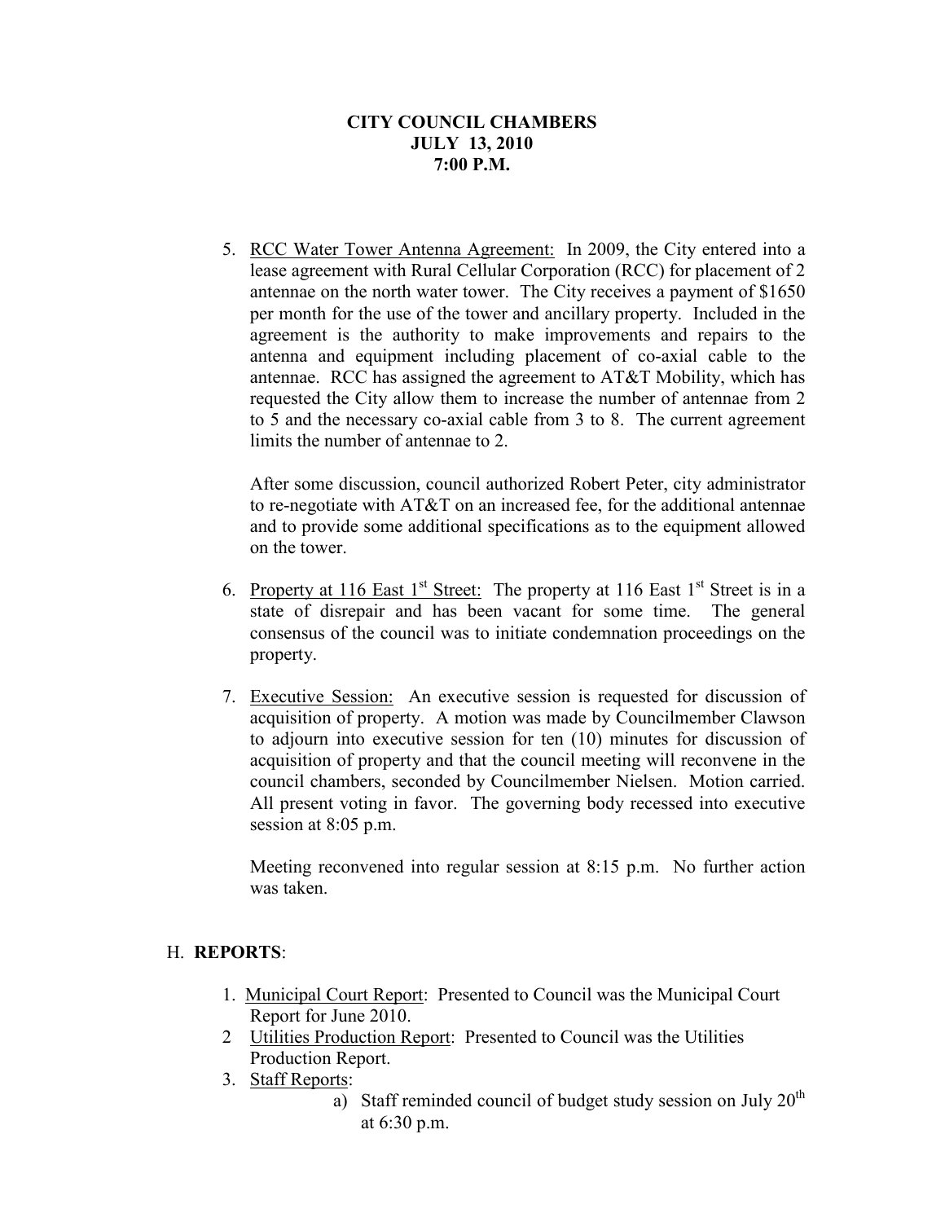**CITY COUNCIL CHAMBERS**
**JULY 13, 2010**
**7:00 P.M.**

5. RCC Water Tower Antenna Agreement: In 2009, the City entered into a lease agreement with Rural Cellular Corporation (RCC) for placement of 2 antennae on the north water tower. The City receives a payment of $1650 per month for the use of the tower and ancillary property. Included in the agreement is the authority to make improvements and repairs to the antenna and equipment including placement of co-axial cable to the antennae. RCC has assigned the agreement to AT&T Mobility, which has requested the City allow them to increase the number of antennae from 2 to 5 and the necessary co-axial cable from 3 to 8. The current agreement limits the number of antennae to 2.

   After some discussion, council authorized Robert Peter, city administrator to re-negotiate with AT&T on an increased fee, for the additional antennae and to provide some additional specifications as to the equipment allowed on the tower.

6. Property at 116 East 1st Street: The property at 116 East 1st Street is in a state of disrepair and has been vacant for some time. The general consensus of the council was to initiate condemnation proceedings on the property.

7. Executive Session: An executive session is requested for discussion of acquisition of property. A motion was made by Councilmember Clawson to adjourn into executive session for ten (10) minutes for discussion of acquisition of property and that the council meeting will reconvene in the council chambers, seconded by Councilmember Nielsen. Motion carried. All present voting in favor. The governing body recessed into executive session at 8:05 p.m.

   Meeting reconvened into regular session at 8:15 p.m. No further action was taken.

H. **REPORTS**:

1. Municipal Court Report: Presented to Council was the Municipal Court Report for June 2010.
2. Utilities Production Report: Presented to Council was the Utilities Production Report.
3. Staff Reports:
   a) Staff reminded council of budget study session on July 20th at 6:30 p.m.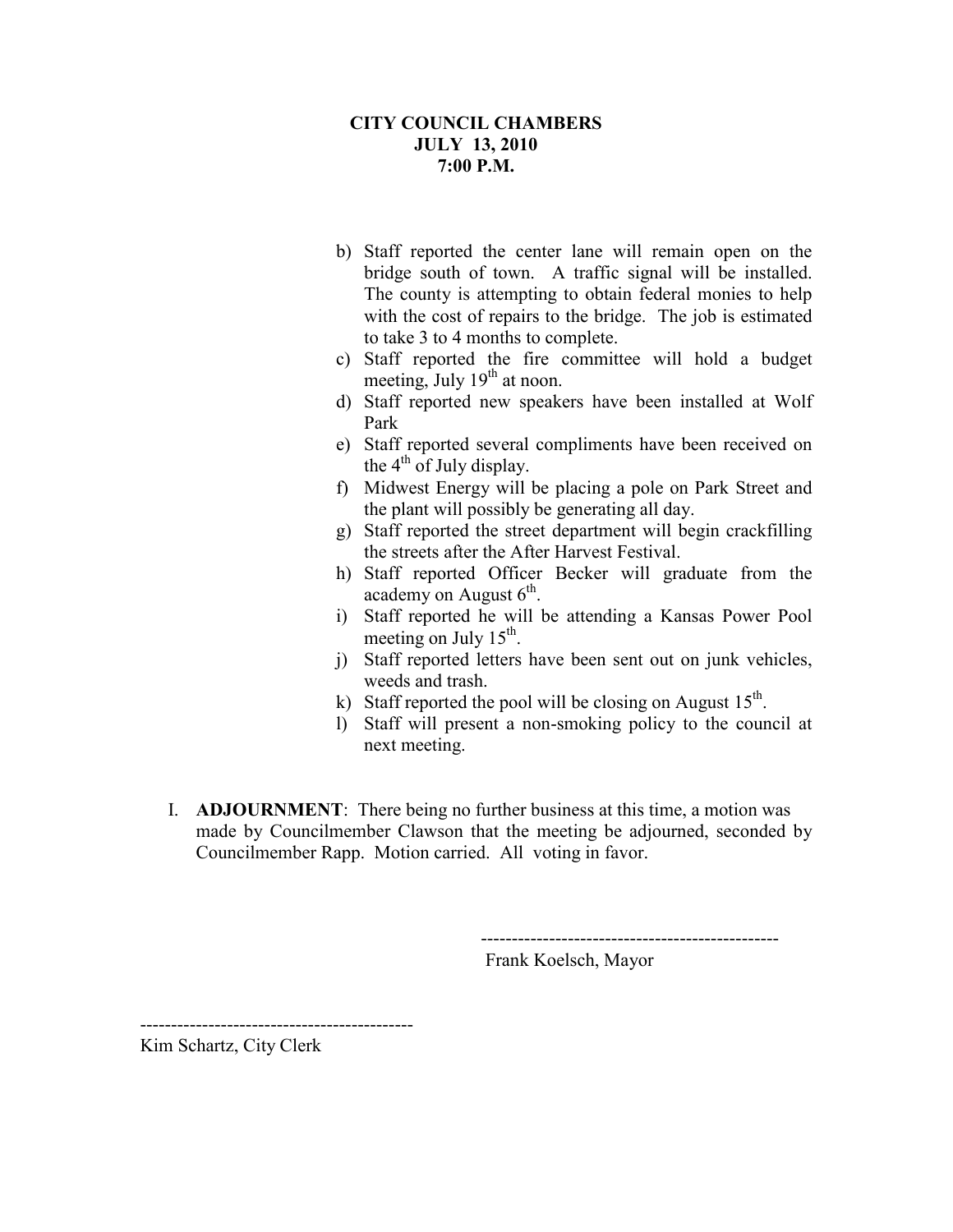**CITY COUNCIL CHAMBERS**
**JULY 13, 2010**
**7:00 P.M.**

b) Staff reported the center lane will remain open on the bridge south of town. A traffic signal will be installed. The county is attempting to obtain federal monies to help with the cost of repairs to the bridge. The job is estimated to take 3 to 4 months to complete.
c) Staff reported the fire committee will hold a budget meeting, July 19th at noon.
d) Staff reported new speakers have been installed at Wolf Park
e) Staff reported several compliments have been received on the 4th of July display.
f) Midwest Energy will be placing a pole on Park Street and the plant will possibly be generating all day.
g) Staff reported the street department will begin crackfilling the streets after the After Harvest Festival.
h) Staff reported Officer Becker will graduate from the academy on August 6th.
i) Staff reported he will be attending a Kansas Power Pool meeting on July 15th.
j) Staff reported letters have been sent out on junk vehicles, weeds and trash.
k) Staff reported the pool will be closing on August 15th.
l) Staff will present a non-smoking policy to the council at next meeting.

I. **ADJOURNMENT**: There being no further business at this time, a motion was made by Councilmember Clawson that the meeting be adjourned, seconded by Councilmember Rapp. Motion carried. All voting in favor.

------------------------------------------------
Frank Koelsch, Mayor

--------------------------------------------
Kim Schartz, City Clerk